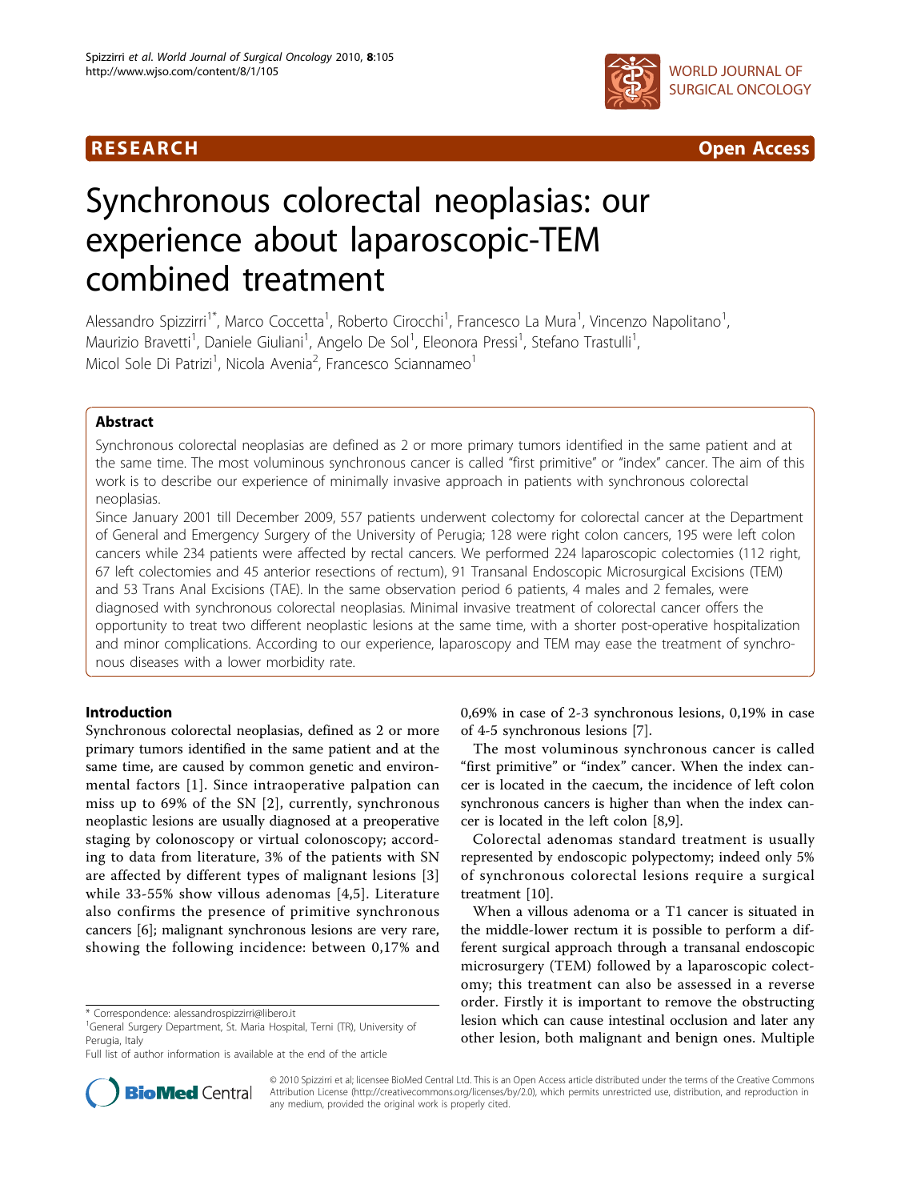**RESEARCH** **Open Access**

# Synchronous colorectal neoplasias: our experience about laparoscopic-TEM combined treatment

Alessandro Spizzirri[1*], Marco Coccetta[1], Roberto Cirocchi[1], Francesco La Mura[1], Vincenzo Napolitano[1], Maurizio Bravetti[1], Daniele Giuliani[1], Angelo De Sol[1], Eleonora Pressi[1], Stefano Trastulli[1], Micol Sole Di Patrizi[1], Nicola Avenia[2], Francesco Sciannameo[1]

## Abstract

Synchronous colorectal neoplasias are defined as 2 or more primary tumors identified in the same patient and at the same time. The most voluminous synchronous cancer is called "first primitive" or "index" cancer. The aim of this work is to describe our experience of minimally invasive approach in patients with synchronous colorectal neoplasias.

Since January 2001 till December 2009, 557 patients underwent colectomy for colorectal cancer at the Department of General and Emergency Surgery of the University of Perugia; 128 were right colon cancers, 195 were left colon cancers while 234 patients were affected by rectal cancers. We performed 224 laparoscopic colectomies (112 right, 67 left colectomies and 45 anterior resections of rectum), 91 Transanal Endoscopic Microsurgical Excisions (TEM) and 53 Trans Anal Excisions (TAE). In the same observation period 6 patients, 4 males and 2 females, were diagnosed with synchronous colorectal neoplasias. Minimal invasive treatment of colorectal cancer offers the opportunity to treat two different neoplastic lesions at the same time, with a shorter post-operative hospitalization and minor complications. According to our experience, laparoscopy and TEM may ease the treatment of synchronous diseases with a lower morbidity rate.

## Introduction

Synchronous colorectal neoplasias, defined as 2 or more primary tumors identified in the same patient and at the same time, are caused by common genetic and environmental factors [1]. Since intraoperative palpation can miss up to 69% of the SN [2], currently, synchronous neoplastic lesions are usually diagnosed at a preoperative staging by colonoscopy or virtual colonoscopy; according to data from literature, 3% of the patients with SN are affected by different types of malignant lesions [3] while 33-55% show villous adenomas [4,5]. Literature also confirms the presence of primitive synchronous cancers [6]; malignant synchronous lesions are very rare, showing the following incidence: between 0,17% and 0,69% in case of 2-3 synchronous lesions, 0,19% in case of 4-5 synchronous lesions [7].

The most voluminous synchronous cancer is called "first primitive" or "index" cancer. When the index cancer is located in the caecum, the incidence of left colon synchronous cancers is higher than when the index cancer is located in the left colon [8,9].

Colorectal adenomas standard treatment is usually represented by endoscopic polypectomy; indeed only 5% of synchronous colorectal lesions require a surgical treatment [10].

When a villous adenoma or a T1 cancer is situated in the middle-lower rectum it is possible to perform a different surgical approach through a transanal endoscopic microsurgery (TEM) followed by a laparoscopic colectomy; this treatment can also be assessed in a reverse order. Firstly it is important to remove the obstructing lesion which can cause intestinal occlusion and later any other lesion, both malignant and benign ones. Multiple

\* Correspondence: alessandrospizzirri@libero.it
[1]General Surgery Department, St. Maria Hospital, Terni (TR), University of Perugia, Italy
Full list of author information is available at the end of the article

© 2010 Spizzirri et al; licensee BioMed Central Ltd. This is an Open Access article distributed under the terms of the Creative Commons Attribution License (http://creativecommons.org/licenses/by/2.0), which permits unrestricted use, distribution, and reproduction in any medium, provided the original work is properly cited.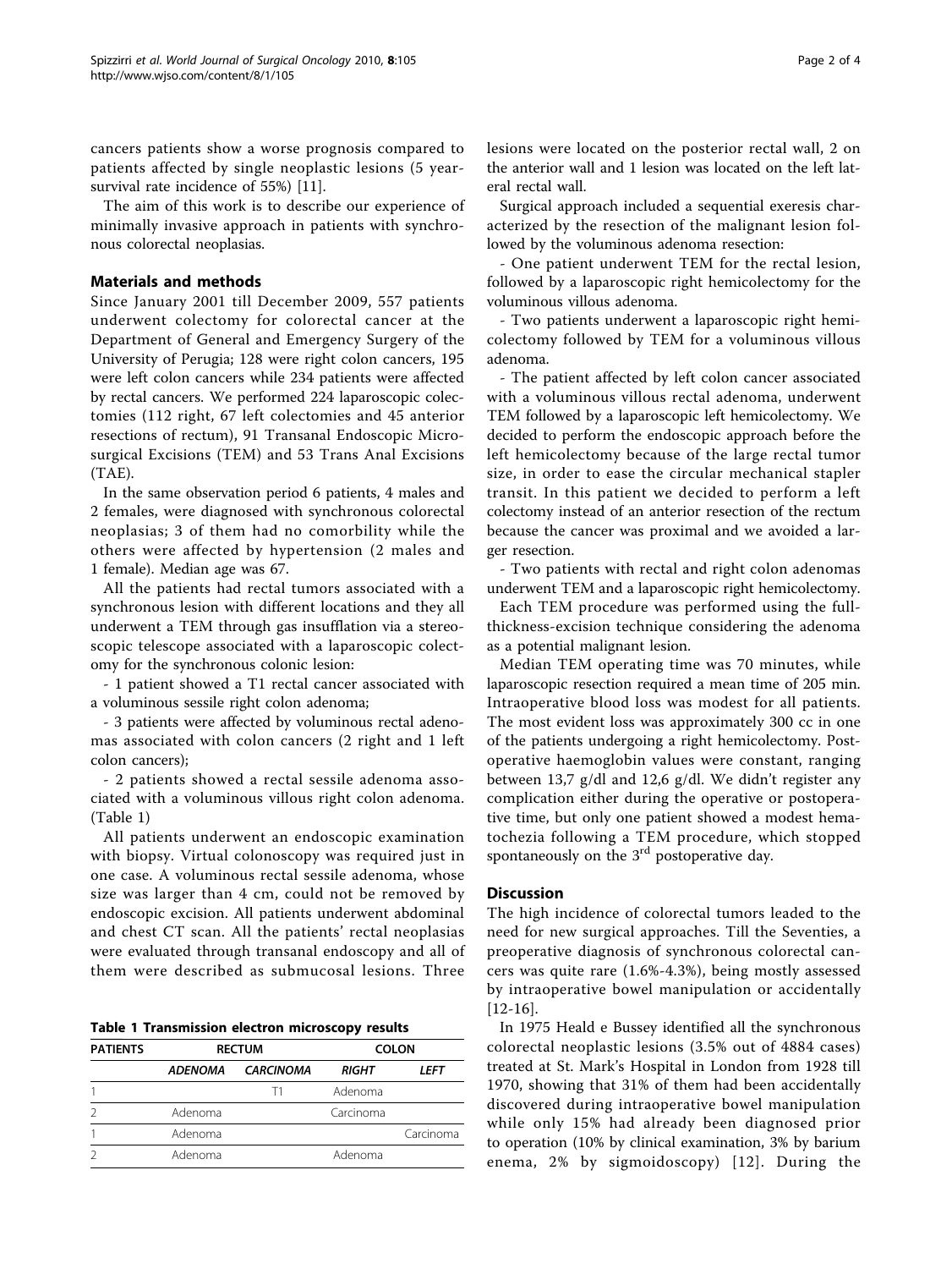cancers patients show a worse prognosis compared to patients affected by single neoplastic lesions (5 year-survival rate incidence of 55%) [11].

The aim of this work is to describe our experience of minimally invasive approach in patients with synchronous colorectal neoplasias.

## Materials and methods

Since January 2001 till December 2009, 557 patients underwent colectomy for colorectal cancer at the Department of General and Emergency Surgery of the University of Perugia; 128 were right colon cancers, 195 were left colon cancers while 234 patients were affected by rectal cancers. We performed 224 laparoscopic colectomies (112 right, 67 left colectomies and 45 anterior resections of rectum), 91 Transanal Endoscopic Microsurgical Excisions (TEM) and 53 Trans Anal Excisions (TAE).

In the same observation period 6 patients, 4 males and 2 females, were diagnosed with synchronous colorectal neoplasias; 3 of them had no comorbidity while the others were affected by hypertension (2 males and 1 female). Median age was 67.

All the patients had rectal tumors associated with a synchronous lesion with different locations and they all underwent a TEM through gas insufflation via a stereoscopic telescope associated with a laparoscopic colectomy for the synchronous colonic lesion:

- 1 patient showed a T1 rectal cancer associated with a voluminous sessile right colon adenoma;

- 3 patients were affected by voluminous rectal adenomas associated with colon cancers (2 right and 1 left colon cancers);

- 2 patients showed a rectal sessile adenoma associated with a voluminous villous right colon adenoma. (Table 1)

All patients underwent an endoscopic examination with biopsy. Virtual colonoscopy was required just in one case. A voluminous rectal sessile adenoma, whose size was larger than 4 cm, could not be removed by endoscopic excision. All patients underwent abdominal and chest CT scan. All the patients' rectal neoplasias were evaluated through transanal endoscopy and all of them were described as submucosal lesions. Three lesions were located on the posterior rectal wall, 2 on the anterior wall and 1 lesion was located on the left lateral rectal wall.

**Table 1 Transmission electron microscopy results**

| PATIENTS | RECTUM | | COLON | |
|---|---|---|---|---|
| | *ADENOMA* | *CARCINOMA* | *RIGHT* | *LEFT* |
| 1 | | T1 | Adenoma | |
| 2 | Adenoma | | Carcinoma | |
| 1 | Adenoma | | | Carcinoma |
| 2 | Adenoma | | Adenoma | |

Surgical approach included a sequential exeresis characterized by the resection of the malignant lesion followed by the voluminous adenoma resection:

- One patient underwent TEM for the rectal lesion, followed by a laparoscopic right hemicolectomy for the voluminous villous adenoma.

- Two patients underwent a laparoscopic right hemicolectomy followed by TEM for a voluminous villous adenoma.

- The patient affected by left colon cancer associated with a voluminous villous rectal adenoma, underwent TEM followed by a laparoscopic left hemicolectomy. We decided to perform the endoscopic approach before the left hemicolectomy because of the large rectal tumor size, in order to ease the circular mechanical stapler transit. In this patient we decided to perform a left colectomy instead of an anterior resection of the rectum because the cancer was proximal and we avoided a larger resection.

- Two patients with rectal and right colon adenomas underwent TEM and a laparoscopic right hemicolectomy.

Each TEM procedure was performed using the full-thickness-excision technique considering the adenoma as a potential malignant lesion.

Median TEM operating time was 70 minutes, while laparoscopic resection required a mean time of 205 min. Intraoperative blood loss was modest for all patients. The most evident loss was approximately 300 cc in one of the patients undergoing a right hemicolectomy. Postoperative haemoglobin values were constant, ranging between 13,7 g/dl and 12,6 g/dl. We didn't register any complication either during the operative or postoperative time, but only one patient showed a modest hematochezia following a TEM procedure, which stopped spontaneously on the 3rd postoperative day.

## Discussion

The high incidence of colorectal tumors leaded to the need for new surgical approaches. Till the Seventies, a preoperative diagnosis of synchronous colorectal cancers was quite rare (1.6%-4.3%), being mostly assessed by intraoperative bowel manipulation or accidentally [12-16].

In 1975 Heald e Bussey identified all the synchronous colorectal neoplastic lesions (3.5% out of 4884 cases) treated at St. Mark's Hospital in London from 1928 till 1970, showing that 31% of them had been accidentally discovered during intraoperative bowel manipulation while only 15% had already been diagnosed prior to operation (10% by clinical examination, 3% by barium enema, 2% by sigmoidoscopy) [12]. During the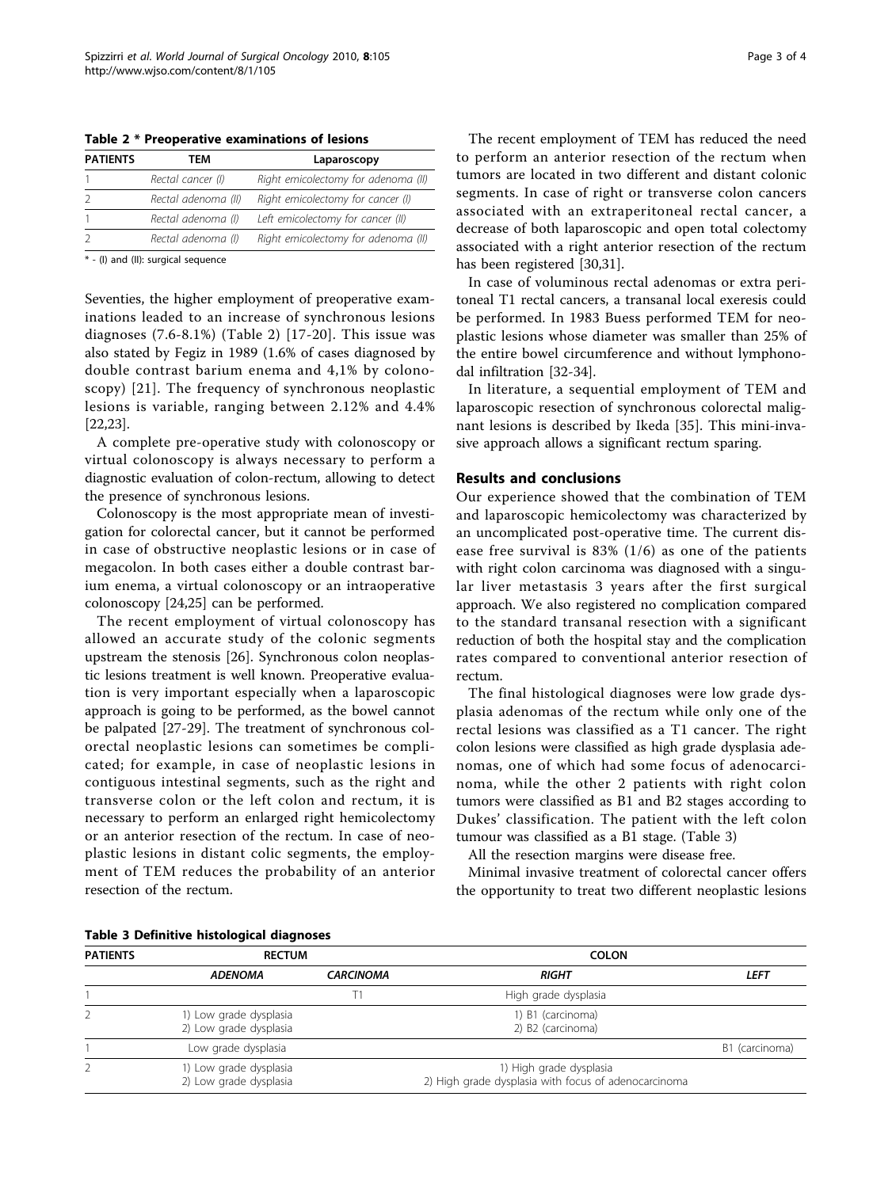**Table 2 * Preoperative examinations of lesions**

| PATIENTS | TEM | Laparoscopy |
|---|---|---|
| 1 | *Rectal cancer (I)* | *Right emicolectomy for adenoma (II)* |
| 2 | *Rectal adenoma (II)* | *Right emicolectomy for cancer (I)* |
| 1 | *Rectal adenoma (I)* | *Left emicolectomy for cancer (II)* |
| 2 | *Rectal adenoma (I)* | *Right emicolectomy for adenoma (II)* |

* - (I) and (II): surgical sequence

Seventies, the higher employment of preoperative examinations leaded to an increase of synchronous lesions diagnoses (7.6-8.1%) (Table 2) [17-20]. This issue was also stated by Fegiz in 1989 (1.6% of cases diagnosed by double contrast barium enema and 4,1% by colonoscopy) [21]. The frequency of synchronous neoplastic lesions is variable, ranging between 2.12% and 4.4% [22,23].

A complete pre-operative study with colonoscopy or virtual colonoscopy is always necessary to perform a diagnostic evaluation of colon-rectum, allowing to detect the presence of synchronous lesions.

Colonoscopy is the most appropriate mean of investigation for colorectal cancer, but it cannot be performed in case of obstructive neoplastic lesions or in case of megacolon. In both cases either a double contrast barium enema, a virtual colonoscopy or an intraoperative colonoscopy [24,25] can be performed.

The recent employment of virtual colonoscopy has allowed an accurate study of the colonic segments upstream the stenosis [26]. Synchronous colon neoplastic lesions treatment is well known. Preoperative evaluation is very important especially when a laparoscopic approach is going to be performed, as the bowel cannot be palpated [27-29]. The treatment of synchronous colorectal neoplastic lesions can sometimes be complicated; for example, in case of neoplastic lesions in contiguous intestinal segments, such as the right and transverse colon or the left colon and rectum, it is necessary to perform an enlarged right hemicolectomy or an anterior resection of the rectum. In case of neoplastic lesions in distant colic segments, the employment of TEM reduces the probability of an anterior resection of the rectum.

The recent employment of TEM has reduced the need to perform an anterior resection of the rectum when tumors are located in two different and distant colonic segments. In case of right or transverse colon cancers associated with an extraperitoneal rectal cancer, a decrease of both laparoscopic and open total colectomy associated with a right anterior resection of the rectum has been registered [30,31].

In case of voluminous rectal adenomas or extra peritoneal T1 rectal cancers, a transanal local exeresis could be performed. In 1983 Buess performed TEM for neoplastic lesions whose diameter was smaller than 25% of the entire bowel circumference and without lymphonodal infiltration [32-34].

In literature, a sequential employment of TEM and laparoscopic resection of synchronous colorectal malignant lesions is described by Ikeda [35]. This mini-invasive approach allows a significant rectum sparing.

## Results and conclusions

Our experience showed that the combination of TEM and laparoscopic hemicolectomy was characterized by an uncomplicated post-operative time. The current disease free survival is 83% (1/6) as one of the patients with right colon carcinoma was diagnosed with a singular liver metastasis 3 years after the first surgical approach. We also registered no complication compared to the standard transanal resection with a significant reduction of both the hospital stay and the complication rates compared to conventional anterior resection of rectum.

The final histological diagnoses were low grade dysplasia adenomas of the rectum while only one of the rectal lesions was classified as a T1 cancer. The right colon lesions were classified as high grade dysplasia adenomas, one of which had some focus of adenocarcinoma, while the other 2 patients with right colon tumors were classified as B1 and B2 stages according to Dukes' classification. The patient with the left colon tumour was classified as a B1 stage. (Table 3)

All the resection margins were disease free.

Minimal invasive treatment of colorectal cancer offers the opportunity to treat two different neoplastic lesions

**Table 3 Definitive histological diagnoses**

| PATIENTS | RECTUM | | COLON | |
|---|---|---|---|---|
| | *ADENOMA* | *CARCINOMA* | *RIGHT* | *LEFT* |
| 1 | | T1 | High grade dysplasia | |
| 2 | 1) Low grade dysplasia<br>2) Low grade dysplasia | | 1) B1 (carcinoma)<br>2) B2 (carcinoma) | |
| 1 | Low grade dysplasia | | | B1 (carcinoma) |
| 2 | 1) Low grade dysplasia<br>2) Low grade dysplasia | | 1) High grade dysplasia<br>2) High grade dysplasia with focus of adenocarcinoma | |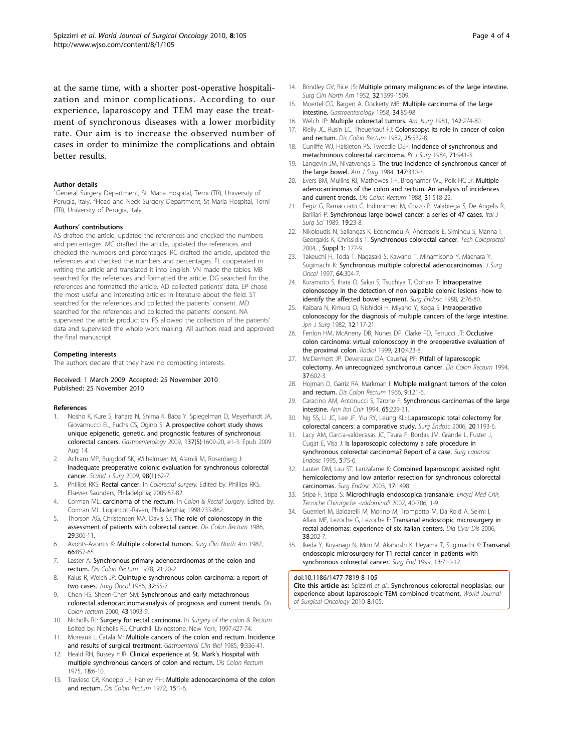at the same time, with a shorter post-operative hospitalization and minor complications. According to our experience, laparoscopy and TEM may ease the treatment of synchronous diseases with a lower morbidity rate. Our aim is to increase the observed number of cases in order to minimize the complications and obtain better results.

#### Author details

[1]General Surgery Department, St. Maria Hospital, Terni (TR), University of Perugia, Italy. [2]Head and Neck Surgery Department, St Maria Hospital, Terni (TR), University of Perugia, Italy.

#### Authors' contributions

AS drafted the article, updated the references and checked the numbers and percentages. MC drafted the article, updated the references and checked the numbers and percentages. RC drafted the article, updated the references and checked the numbers and percentages. FL cooperated in writing the article and translated it into English. VN made the tables. MB searched for the references and formatted the article. DG searched for the references and formatted the article. AD collected patients' data. EP chose the most useful and interesting articles in literature about the field. ST searched for the references and collected the patients' consent. MD searched for the references and collected the patients' consent. NA supervised the article production. FS allowed the collection of the patients' data and supervised the whole work making. All authors read and approved the final manuscript

#### Competing interests

The authors declare that they have no competing interests.

Received: 1 March 2009 Accepted: 25 November 2010
Published: 25 November 2010

#### References

1. Nosho K, Kure S, Irahara N, Shima K, Baba Y, Spiegelman D, Meyerhardt JA, Giovannucci EL, Fuchs CS, Ogino S: **A prospective cohort study shows unique epigenetic, genetic, and prognostic features of synchronous colorectal cancers.** *Gastroenterology* 2009, **137(5)**:1609-20, e1-3. Epub 2009 Aug 14.
2. Achiam MP, Burgdorf SK, Wilhelmsen M, Alamili M, Rosenberg J: **Inadequate preoperative colonic evaluation for synchronous colorectal cancer.** *Scand J Surg* 2009, **98(1)**:62-7.
3. Phillips RKS: **Rectal cancer.** In *Colorectal surgery.* Edited by: Phillips RKS. Elsevier Saunders, Philadelphia; 2005:67-82.
4. Corman ML: **carcinoma of the rectum.** In *Colon & Rectal Surgery.* Edited by: Corman ML. Lippincott-Raven, Philadelphia; 1998:733-862.
5. Thorson AG, Christensen MA, Davis SJ: **The role of colonoscopy in the assessment of patients with colorectal cancer.** *Dis Colon Rectum* 1986, **29**:306-11.
6. Avonts-Avontis K: **Multiple colorectal tumors.** *Surg Clin North Am* 1987, **66**:857-65.
7. Lasser A: **Synchronous primary adenocarcinomas of the colon and rectum.** *Dis Colon Rectum* 1978, **21**:20-2.
8. Kalus R, Welch JP: **Quintuple synchronous colon carcinoma: a report of two cases.** *Jsurg Oncol* 1986, **32**:55-7.
9. Chen HS, Sheen-Chen SM: **Synchronous and early metachronous colorectal adenocarcinoma:analysis of prognosis and current trends.** *Dis Colon rectum* 2000, **43**:1093-9.
10. Nicholls RJ: **Surgery for rectal carcinoma.** In *Surgery of the colon & Rectum.* Edited by: Nicholls RJ. Churchill Livingstone, New York; 1997:427-74.
11. Moreaux J, Catala M: **Multiple cancers of the colon and rectum. Incidence and results of surgical treatment.** *Gastroenterol Clin Biol* 1985, **9**:336-41.
12. Heald RH, Bussey HJR: **Clinical experience at St. Mark's Hospital with multiple synchronous cancers of colon and rectum.** *Dis Colon Rectum* 1975, **18**:6-10.
13. Travieso CR, Knoepp LF, Hanley PH: **Multiple adenocarcinoma of the colon and rectum.** *Dis Colon Rectum* 1972, **15**:1-6.
14. Brindley GV, Rice JS: **Multiple primary malignancies of the large intestine.** *Surg Clin North Am* 1952, **32**:1399-1509.
15. Moertel CG, Bargen A, Dockerty MB: **Multiple carcinoma of the large intestine.** *Gastroenterology* 1958, **34**:85-98.
16. Welch JP: **Multiple colorectal tumors.** *Am Jsurg* 1981, **142**:274-80.
17. Rielly JC, Rusin LC, Theuerkauf FJ: **Colonscopy: its role in cancer of colon and rectum.** *Dis Colon Rectum* 1982, **25**:532-8.
18. Cunliffe WJ, Halsleton PS, Tweedle DEF: **Incidence of synchronous and metachronous colorectal carcinoma.** *Br J Surg* 1984, **71**:941-3.
19. Langevin JM, Nivatvongs S: **The true incidence of synchronous cancer of the large bowel.** *Am J Surg* 1984, **147**:330-3.
20. Evers BM, Mullins RJ, Mathewes TH, Broghamer WL, Polk HC Jr: **Multiple adenocarcinomas of the colon and rectum. An analysis of incidences and current trends.** *Dis Colon Rectum* 1988, **31**:518-22.
21. Fegiz G, Ramacciato G, Indinnimeo M, Gozzo P, Valabrega S, De Angelis R, Barillari P: **Synchronous large bowel cancer: a series of 47 cases.** *Ital J Surg Sci* 1989, **19**:23-8.
22. Nikoloudis N, Saliangas K, Economou A, Andreadis E, Siminou S, Manna I, Georgakis K, Chrissidis T: **Synchronous colorectal cancer.** *Tech Coloproctol* 2004, , **Suppl 1**: 177-9.
23. Takeuchi H, Toda T, Nagasaki S, Kawano T, Minamisono Y, Maehara Y, Sugimachi K: **Synchronous multiple colorectal adenocarcinomas.** *J Surg Oncol* 1997, **64**:304-7.
24. Kuramoto S, Ihara O, Sakai S, Tsuchiya T, Oohara T: **Intraoperative colonoscopy in the detection of non palpable colonic lesions -how to identify the affected bowel segment.** *Surg Endosc* 1988, **2**:76-80.
25. Kaibara N, Kimura O, Nishidoi H, Miyano Y, Koga S: **Intraoperative colonoscopy for the diagnosis of multiple cancers of the large intestine.** *Jpn J Surg* 1982, **12**:117-21.
26. Fenlon HM, McAneny DB, Nunes DP, Clarke PD, Ferrucci JT: **Occlusive colon carcinoma: virtual colonoscopy in the preoperative evaluation of the proximal colon.** *Radiol* 1999, **210**:423-8.
27. McDermott JP, Devereaux DA, Caushaj PF: **Pitfall of laparoscopic colectomy. An unrecognized synchronous cancer.** *Dis Colon Rectum* 1994, **37**:602-3.
28. Hojman D, Garriz RA, Markman I: **Multiple malignant tumors of the colon and rectum.** *Dis Colon Rectum* 1966, **9**:121-6.
29. Caracino AM, Antonucci S, Tarone F: **Synchronous carcinomas of the large intestine.** *Ann Ital Chir* 1994, **65**:229-31.
30. Ng SS, Li JC, Lee JF, Yiu RY, Leung KL: **Laparoscopic total colectomy for colorectal cancers: a comparative study.** *Surg Endosc* 2006, **20**:1193-6.
31. Lacy AM, Garcia-valdecasas JC, Taura P, Bordas JM, Grande L, Fuster J, Cugat E, Visa J: **Is laparoscopic colectomy a safe procedure in synchronous colorectal carcinoma? Report of a case.** *Surg Laparosc Endosc* 1995, **5**:75-6.
32. Lauter DM, Lau ST, Lanzafame K: **Combined laparoscopic assisted right hemicolectomy and low anterior resection for synchronous colorectal carcinomas.** *Surg Endosc* 2003, **17**:1498.
33. Stipa F, Stipa S: **Microchirugia endoscopica transanale.** *Encycl Méd Chir, Tecniche Chirurgiche -addominali* 2002, 40-706, 1-9.
34. Guerrieri M, Baldarelli M, Morino M, Trompetto M, Da Rold A, Selmi I, Allaix ME, Lezoche G, Lezoche E: **Transanal endoscopic microsurgery in rectal adenomas: experience of six italian centers.** *Dig Liver Dis* 2006, **38**:202-7.
35. Ikeda Y, Koyanagi N, Mori M, Akahoshi K, Ueyama T, Sugimachi K: **Transanal endoscopic microsurgery for T1 rectal cancer in patients with synchronous colorectal cancer.** *Surg End* 1999, **13**:710-12.

doi:10.1186/1477-7819-8-105

**Cite this article as:** Spizzirri *et al.*: Synchronous colorectal neoplasias: our experience about laparoscopic-TEM combined treatment. *World Journal of Surgical Oncology* 2010 **8**:105.